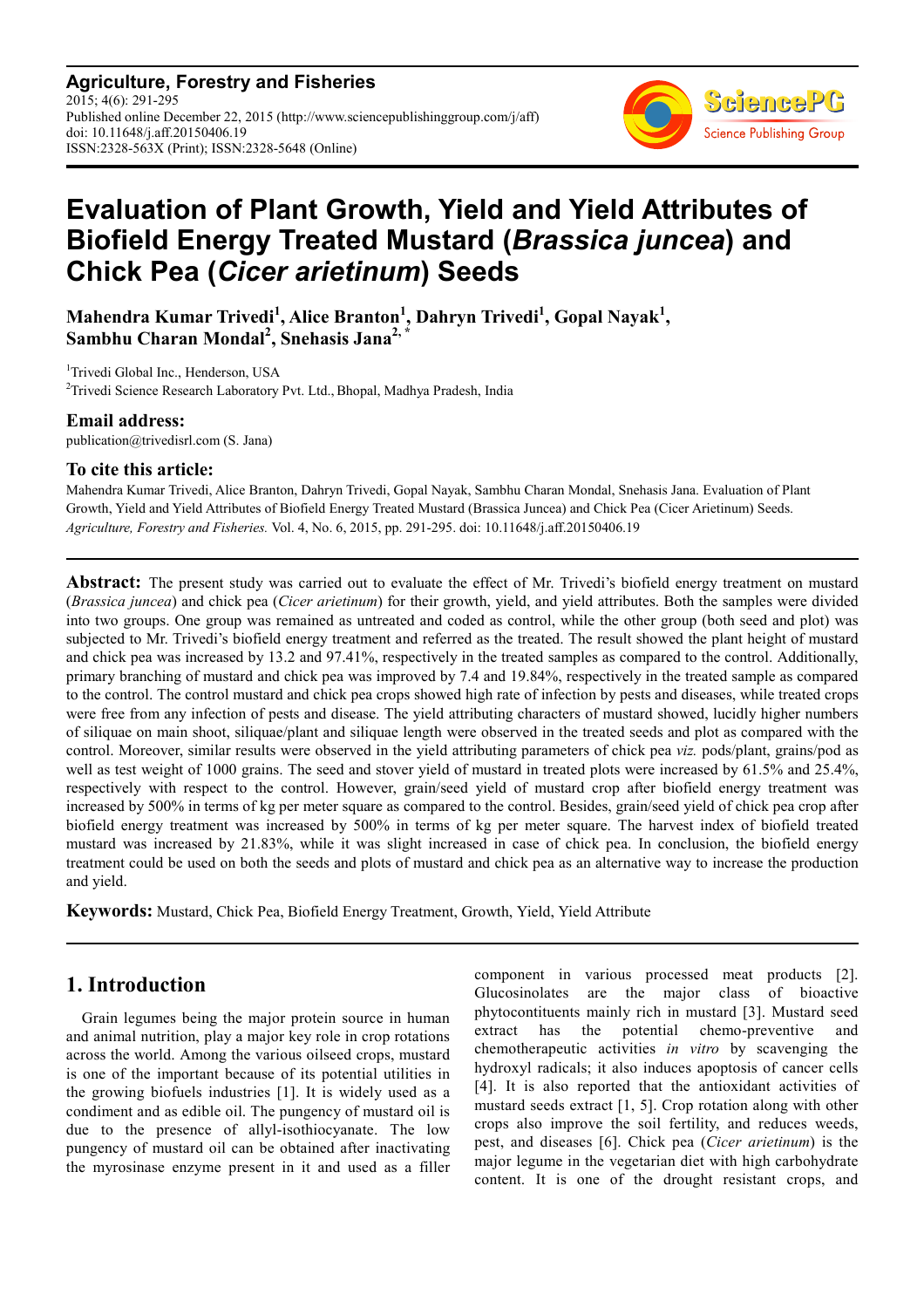**Agriculture, Forestry and Fisheries**
2015; 4(6): 291-295
Published online December 22, 2015 (http://www.sciencepublishinggroup.com/j/aff)
doi: 10.11648/j.aff.20150406.19
ISSN:2328-563X (Print); ISSN:2328-5648 (Online)

# Evaluation of Plant Growth, Yield and Yield Attributes of Biofield Energy Treated Mustard (*Brassica juncea*) and Chick Pea (*Cicer arietinum*) Seeds

**Mahendra Kumar Trivedi[1], Alice Branton[1], Dahryn Trivedi[1], Gopal Nayak[1], Sambhu Charan Mondal[2], Snehasis Jana[2, *]**

[1]Trivedi Global Inc., Henderson, USA

[2]Trivedi Science Research Laboratory Pvt. Ltd., Bhopal, Madhya Pradesh, India

## Email address:

publication@trivedisrl.com (S. Jana)

## To cite this article:

Mahendra Kumar Trivedi, Alice Branton, Dahryn Trivedi, Gopal Nayak, Sambhu Charan Mondal, Snehasis Jana. Evaluation of Plant Growth, Yield and Yield Attributes of Biofield Energy Treated Mustard (Brassica Juncea) and Chick Pea (Cicer Arietinum) Seeds. *Agriculture, Forestry and Fisheries.* Vol. 4, No. 6, 2015, pp. 291-295. doi: 10.11648/j.aff.20150406.19

---

**Abstract:** The present study was carried out to evaluate the effect of Mr. Trivedi's biofield energy treatment on mustard (*Brassica juncea*) and chick pea (*Cicer arietinum*) for their growth, yield, and yield attributes. Both the samples were divided into two groups. One group was remained as untreated and coded as control, while the other group (both seed and plot) was subjected to Mr. Trivedi's biofield energy treatment and referred as the treated. The result showed the plant height of mustard and chick pea was increased by 13.2 and 97.41%, respectively in the treated samples as compared to the control. Additionally, primary branching of mustard and chick pea was improved by 7.4 and 19.84%, respectively in the treated sample as compared to the control. The control mustard and chick pea crops showed high rate of infection by pests and diseases, while treated crops were free from any infection of pests and disease. The yield attributing characters of mustard showed, lucidly higher numbers of siliquae on main shoot, siliquae/plant and siliquae length were observed in the treated seeds and plot as compared with the control. Moreover, similar results were observed in the yield attributing parameters of chick pea *viz.* pods/plant, grains/pod as well as test weight of 1000 grains. The seed and stover yield of mustard in treated plots were increased by 61.5% and 25.4%, respectively with respect to the control. However, grain/seed yield of mustard crop after biofield energy treatment was increased by 500% in terms of kg per meter square as compared to the control. Besides, grain/seed yield of chick pea crop after biofield energy treatment was increased by 500% in terms of kg per meter square. The harvest index of biofield treated mustard was increased by 21.83%, while it was slight increased in case of chick pea. In conclusion, the biofield energy treatment could be used on both the seeds and plots of mustard and chick pea as an alternative way to increase the production and yield.

**Keywords:** Mustard, Chick Pea, Biofield Energy Treatment, Growth, Yield, Yield Attribute

---

## 1. Introduction

Grain legumes being the major protein source in human and animal nutrition, play a major key role in crop rotations across the world. Among the various oilseed crops, mustard is one of the important because of its potential utilities in the growing biofuels industries [1]. It is widely used as a condiment and as edible oil. The pungency of mustard oil is due to the presence of allyl-isothiocyanate. The low pungency of mustard oil can be obtained after inactivating the myrosinase enzyme present in it and used as a filler component in various processed meat products [2]. Glucosinolates are the major class of bioactive phytoconstituents mainly rich in mustard [3]. Mustard seed extract has the potential chemo-preventive and chemotherapeutic activities *in vitro* by scavenging the hydroxyl radicals; it also induces apoptosis of cancer cells [4]. It is also reported that the antioxidant activities of mustard seeds extract [1, 5]. Crop rotation along with other crops also improve the soil fertility, and reduces weeds, pest, and diseases [6]. Chick pea (*Cicer arietinum*) is the major legume in the vegetarian diet with high carbohydrate content. It is one of the drought resistant crops, and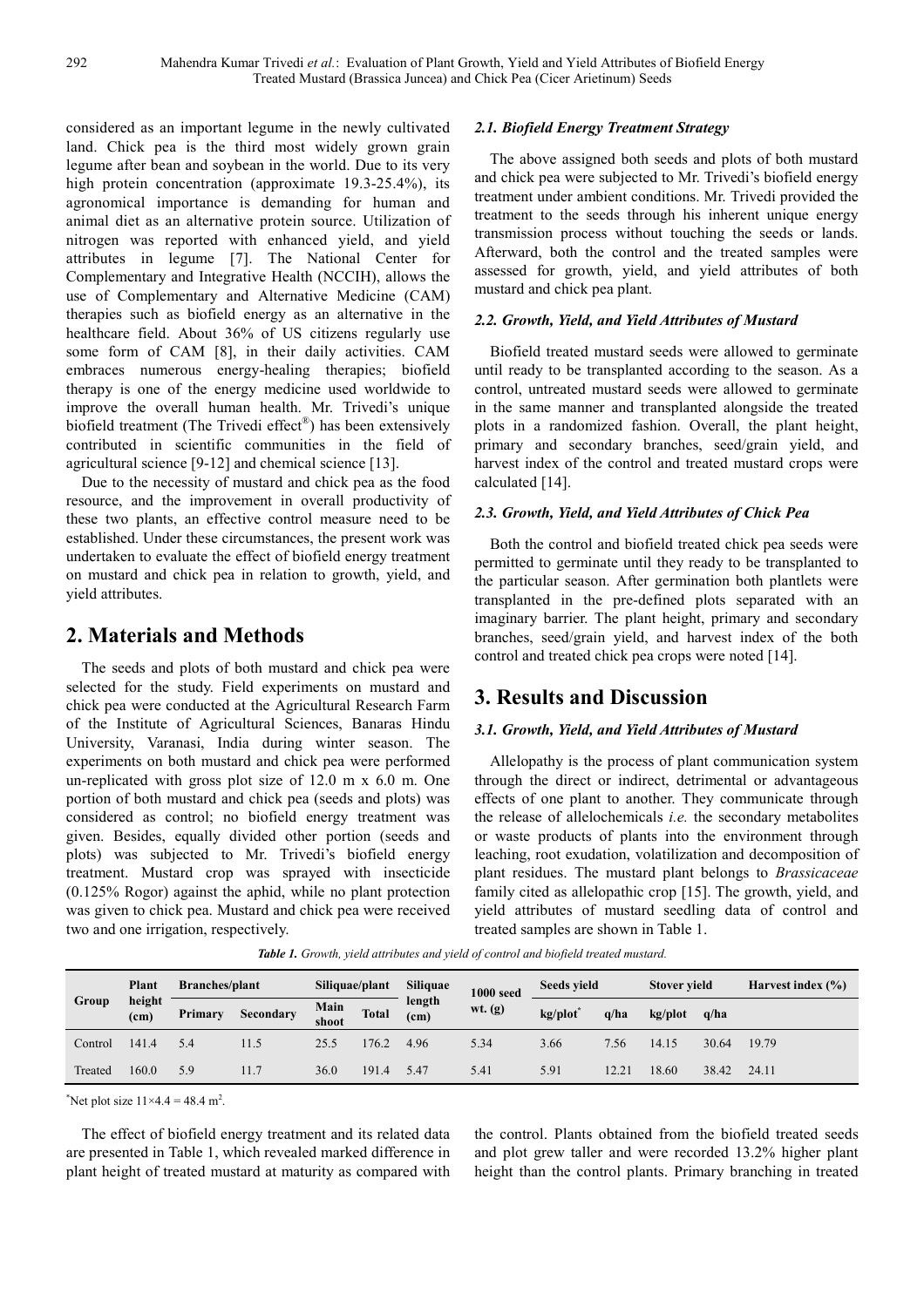considered as an important legume in the newly cultivated land. Chick pea is the third most widely grown grain legume after bean and soybean in the world. Due to its very high protein concentration (approximate 19.3-25.4%), its agronomical importance is demanding for human and animal diet as an alternative protein source. Utilization of nitrogen was reported with enhanced yield, and yield attributes in legume [7]. The National Center for Complementary and Integrative Health (NCCIH), allows the use of Complementary and Alternative Medicine (CAM) therapies such as biofield energy as an alternative in the healthcare field. About 36% of US citizens regularly use some form of CAM [8], in their daily activities. CAM embraces numerous energy-healing therapies; biofield therapy is one of the energy medicine used worldwide to improve the overall human health. Mr. Trivedi's unique biofield treatment (The Trivedi effect®) has been extensively contributed in scientific communities in the field of agricultural science [9-12] and chemical science [13].

Due to the necessity of mustard and chick pea as the food resource, and the improvement in overall productivity of these two plants, an effective control measure need to be established. Under these circumstances, the present work was undertaken to evaluate the effect of biofield energy treatment on mustard and chick pea in relation to growth, yield, and yield attributes.

## 2. Materials and Methods

The seeds and plots of both mustard and chick pea were selected for the study. Field experiments on mustard and chick pea were conducted at the Agricultural Research Farm of the Institute of Agricultural Sciences, Banaras Hindu University, Varanasi, India during winter season. The experiments on both mustard and chick pea were performed un-replicated with gross plot size of 12.0 m x 6.0 m. One portion of both mustard and chick pea (seeds and plots) was considered as control; no biofield energy treatment was given. Besides, equally divided other portion (seeds and plots) was subjected to Mr. Trivedi's biofield energy treatment. Mustard crop was sprayed with insecticide (0.125% Rogor) against the aphid, while no plant protection was given to chick pea. Mustard and chick pea were received two and one irrigation, respectively.

### 2.1. Biofield Energy Treatment Strategy

The above assigned both seeds and plots of both mustard and chick pea were subjected to Mr. Trivedi's biofield energy treatment under ambient conditions. Mr. Trivedi provided the treatment to the seeds through his inherent unique energy transmission process without touching the seeds or lands. Afterward, both the control and the treated samples were assessed for growth, yield, and yield attributes of both mustard and chick pea plant.

### 2.2. Growth, Yield, and Yield Attributes of Mustard

Biofield treated mustard seeds were allowed to germinate until ready to be transplanted according to the season. As a control, untreated mustard seeds were allowed to germinate in the same manner and transplanted alongside the treated plots in a randomized fashion. Overall, the plant height, primary and secondary branches, seed/grain yield, and harvest index of the control and treated mustard crops were calculated [14].

### 2.3. Growth, Yield, and Yield Attributes of Chick Pea

Both the control and biofield treated chick pea seeds were permitted to germinate until they ready to be transplanted to the particular season. After germination both plantlets were transplanted in the pre-defined plots separated with an imaginary barrier. The plant height, primary and secondary branches, seed/grain yield, and harvest index of the both control and treated chick pea crops were noted [14].

## 3. Results and Discussion

### 3.1. Growth, Yield, and Yield Attributes of Mustard

Allelopathy is the process of plant communication system through the direct or indirect, detrimental or advantageous effects of one plant to another. They communicate through the release of allelochemicals *i.e.* the secondary metabolites or waste products of plants into the environment through leaching, root exudation, volatilization and decomposition of plant residues. The mustard plant belongs to *Brassicaceae* family cited as allelopathic crop [15]. The growth, yield, and yield attributes of mustard seedling data of control and treated samples are shown in Table 1.

***Table 1.*** *Growth, yield attributes and yield of control and biofield treated mustard.*

| Group | Plant height (cm) | Branches/plant | | Siliquae/plant | | Siliquae length (cm) | 1000 seed wt. (g) | Seeds yield | | Stover yield | | Harvest index (%) |
|---|---|---|---|---|---|---|---|---|---|---|---|---|
| | | Primary | Secondary | Main shoot | Total | | | kg/plot* | q/ha | kg/plot | q/ha | |
| Control | 141.4 | 5.4 | 11.5 | 25.5 | 176.2 | 4.96 | 5.34 | 3.66 | 7.56 | 14.15 | 30.64 | 19.79 |
| Treated | 160.0 | 5.9 | 11.7 | 36.0 | 191.4 | 5.47 | 5.41 | 5.91 | 12.21 | 18.60 | 38.42 | 24.11 |

*Net plot size 11×4.4 = 48.4 $m^2$.

The effect of biofield energy treatment and its related data are presented in Table 1, which revealed marked difference in plant height of treated mustard at maturity as compared with the control. Plants obtained from the biofield treated seeds and plot grew taller and were recorded 13.2% higher plant height than the control plants. Primary branching in treated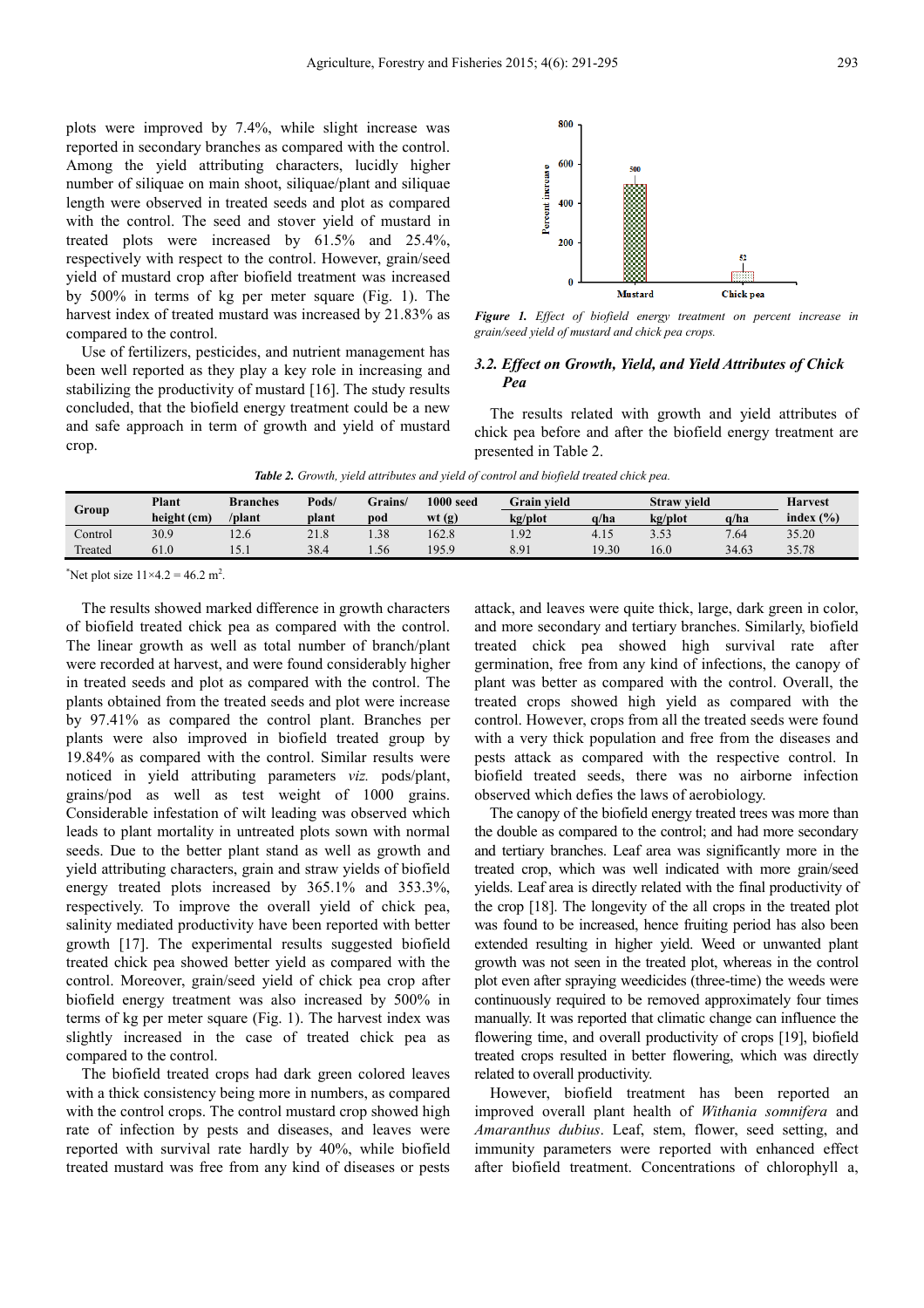plots were improved by 7.4%, while slight increase was reported in secondary branches as compared with the control. Among the yield attributing characters, lucidly higher number of siliquae on main shoot, siliquae/plant and siliquae length were observed in treated seeds and plot as compared with the control. The seed and stover yield of mustard in treated plots were increased by 61.5% and 25.4%, respectively with respect to the control. However, grain/seed yield of mustard crop after biofield treatment was increased by 500% in terms of kg per meter square (Fig. 1). The harvest index of treated mustard was increased by 21.83% as compared to the control.

Use of fertilizers, pesticides, and nutrient management has been well reported as they play a key role in increasing and stabilizing the productivity of mustard [16]. The study results concluded, that the biofield energy treatment could be a new and safe approach in term of growth and yield of mustard crop.

*Figure 1. Effect of biofield energy treatment on percent increase in grain/seed yield of mustard and chick pea crops.*

### 3.2. Effect on Growth, Yield, and Yield Attributes of Chick Pea

The results related with growth and yield attributes of chick pea before and after the biofield energy treatment are presented in Table 2.

*Table 2. Growth, yield attributes and yield of control and biofield treated chick pea.*

| Group | Plant height (cm) | Branches /plant | Pods/ plant | Grains/ pod | 1000 seed wt (g) | Grain yield | | Straw yield | | Harvest index (%) |
|---|---|---|---|---|---|---|---|---|---|---|
| | | | | | | kg/plot | q/ha | kg/plot | q/ha | |
| Control | 30.9 | 12.6 | 21.8 | 1.38 | 162.8 | 1.92 | 4.15 | 3.53 | 7.64 | 35.20 |
| Treated | 61.0 | 15.1 | 38.4 | 1.56 | 195.9 | 8.91 | 19.30 | 16.0 | 34.63 | 35.78 |

*Net plot size 11×4.2 = 46.2 $m^2$.

The results showed marked difference in growth characters of biofield treated chick pea as compared with the control. The linear growth as well as total number of branch/plant were recorded at harvest, and were found considerably higher in treated seeds and plot as compared with the control. The plants obtained from the treated seeds and plot were increase by 97.41% as compared the control plant. Branches per plants were also improved in biofield treated group by 19.84% as compared with the control. Similar results were noticed in yield attributing parameters *viz.* pods/plant, grains/pod as well as test weight of 1000 grains. Considerable infestation of wilt leading was observed which leads to plant mortality in untreated plots sown with normal seeds. Due to the better plant stand as well as growth and yield attributing characters, grain and straw yields of biofield energy treated plots increased by 365.1% and 353.3%, respectively. To improve the overall yield of chick pea, salinity mediated productivity have been reported with better growth [17]. The experimental results suggested biofield treated chick pea showed better yield as compared with the control. Moreover, grain/seed yield of chick pea crop after biofield energy treatment was also increased by 500% in terms of kg per meter square (Fig. 1). The harvest index was slightly increased in the case of treated chick pea as compared to the control.

The biofield treated crops had dark green colored leaves with a thick consistency being more in numbers, as compared with the control crops. The control mustard crop showed high rate of infection by pests and diseases, and leaves were reported with survival rate hardly by 40%, while biofield treated mustard was free from any kind of diseases or pests attack, and leaves were quite thick, large, dark green in color, and more secondary and tertiary branches. Similarly, biofield treated chick pea showed high survival rate after germination, free from any kind of infections, the canopy of plant was better as compared with the control. Overall, the treated crops showed high yield as compared with the control. However, crops from all the treated seeds were found with a very thick population and free from the diseases and pests attack as compared with the respective control. In biofield treated seeds, there was no airborne infection observed which defies the laws of aerobiology.

The canopy of the biofield energy treated trees was more than the double as compared to the control; and had more secondary and tertiary branches. Leaf area was significantly more in the treated crop, which was well indicated with more grain/seed yields. Leaf area is directly related with the final productivity of the crop [18]. The longevity of the all crops in the treated plot was found to be increased, hence fruiting period has also been extended resulting in higher yield. Weed or unwanted plant growth was not seen in the treated plot, whereas in the control plot even after spraying weedicides (three-time) the weeds were continuously required to be removed approximately four times manually. It was reported that climatic change can influence the flowering time, and overall productivity of crops [19], biofield treated crops resulted in better flowering, which was directly related to overall productivity.

However, biofield treatment has been reported an improved overall plant health of *Withania somnifera* and *Amaranthus dubius*. Leaf, stem, flower, seed setting, and immunity parameters were reported with enhanced effect after biofield treatment. Concentrations of chlorophyll a,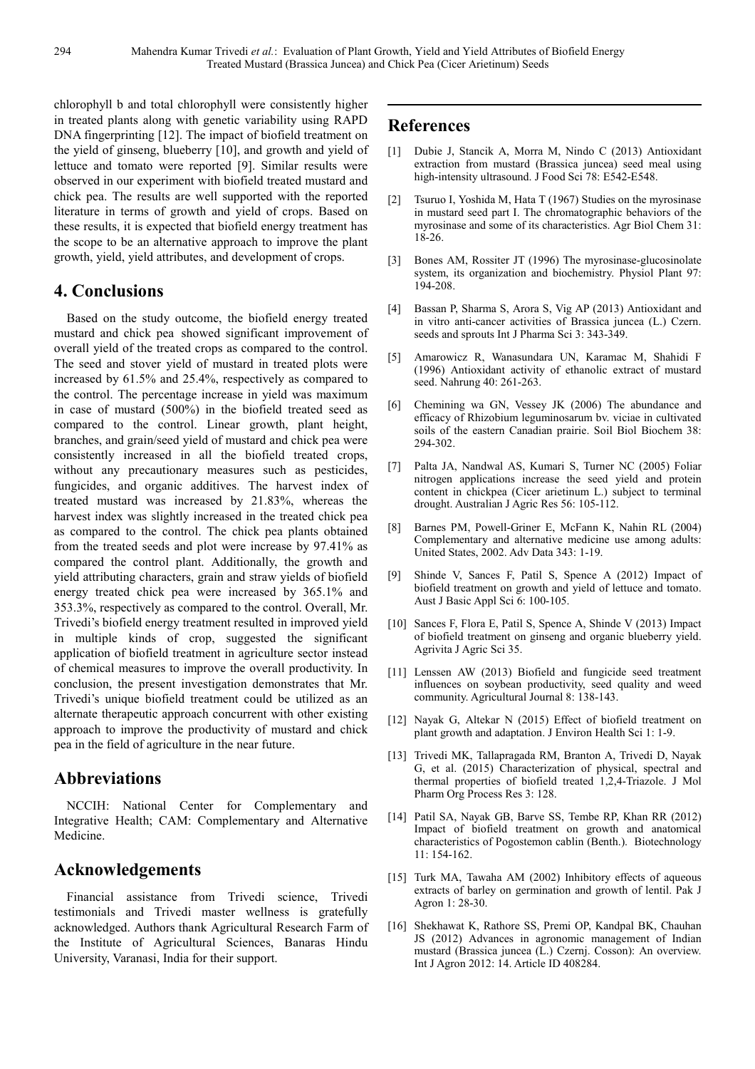chlorophyll b and total chlorophyll were consistently higher in treated plants along with genetic variability using RAPD DNA fingerprinting [12]. The impact of biofield treatment on the yield of ginseng, blueberry [10], and growth and yield of lettuce and tomato were reported [9]. Similar results were observed in our experiment with biofield treated mustard and chick pea. The results are well supported with the reported literature in terms of growth and yield of crops. Based on these results, it is expected that biofield energy treatment has the scope to be an alternative approach to improve the plant growth, yield, yield attributes, and development of crops.

## 4. Conclusions

Based on the study outcome, the biofield energy treated mustard and chick pea showed significant improvement of overall yield of the treated crops as compared to the control. The seed and stover yield of mustard in treated plots were increased by 61.5% and 25.4%, respectively as compared to the control. The percentage increase in yield was maximum in case of mustard (500%) in the biofield treated seed as compared to the control. Linear growth, plant height, branches, and grain/seed yield of mustard and chick pea were consistently increased in all the biofield treated crops, without any precautionary measures such as pesticides, fungicides, and organic additives. The harvest index of treated mustard was increased by 21.83%, whereas the harvest index was slightly increased in the treated chick pea as compared to the control. The chick pea plants obtained from the treated seeds and plot were increase by 97.41% as compared the control plant. Additionally, the growth and yield attributing characters, grain and straw yields of biofield energy treated chick pea were increased by 365.1% and 353.3%, respectively as compared to the control. Overall, Mr. Trivedi's biofield energy treatment resulted in improved yield in multiple kinds of crop, suggested the significant application of biofield treatment in agriculture sector instead of chemical measures to improve the overall productivity. In conclusion, the present investigation demonstrates that Mr. Trivedi's unique biofield treatment could be utilized as an alternate therapeutic approach concurrent with other existing approach to improve the productivity of mustard and chick pea in the field of agriculture in the near future.

## Abbreviations

NCCIH: National Center for Complementary and Integrative Health; CAM: Complementary and Alternative Medicine.

## Acknowledgements

Financial assistance from Trivedi science, Trivedi testimonials and Trivedi master wellness is gratefully acknowledged. Authors thank Agricultural Research Farm of the Institute of Agricultural Sciences, Banaras Hindu University, Varanasi, India for their support.

## References

[1] Dubie J, Stancik A, Morra M, Nindo C (2013) Antioxidant extraction from mustard (Brassica juncea) seed meal using high-intensity ultrasound. J Food Sci 78: E542-E548.

[2] Tsuruo I, Yoshida M, Hata T (1967) Studies on the myrosinase in mustard seed part I. The chromatographic behaviors of the myrosinase and some of its characteristics. Agr Biol Chem 31: 18-26.

[3] Bones AM, Rossiter JT (1996) The myrosinase-glucosinolate system, its organization and biochemistry. Physiol Plant 97: 194-208.

[4] Bassan P, Sharma S, Arora S, Vig AP (2013) Antioxidant and in vitro anti-cancer activities of Brassica juncea (L.) Czern. seeds and sprouts Int J Pharma Sci 3: 343-349.

[5] Amarowicz R, Wanasundara UN, Karamac M, Shahidi F (1996) Antioxidant activity of ethanolic extract of mustard seed. Nahrung 40: 261-263.

[6] Chemining wa GN, Vessey JK (2006) The abundance and efficacy of Rhizobium leguminosarum bv. viciae in cultivated soils of the eastern Canadian prairie. Soil Biol Biochem 38: 294-302.

[7] Palta JA, Nandwal AS, Kumari S, Turner NC (2005) Foliar nitrogen applications increase the seed yield and protein content in chickpea (Cicer arietinum L.) subject to terminal drought. Australian J Agric Res 56: 105-112.

[8] Barnes PM, Powell-Griner E, McFann K, Nahin RL (2004) Complementary and alternative medicine use among adults: United States, 2002. Adv Data 343: 1-19.

[9] Shinde V, Sances F, Patil S, Spence A (2012) Impact of biofield treatment on growth and yield of lettuce and tomato. Aust J Basic Appl Sci 6: 100-105.

[10] Sances F, Flora E, Patil S, Spence A, Shinde V (2013) Impact of biofield treatment on ginseng and organic blueberry yield. Agrivita J Agric Sci 35.

[11] Lenssen AW (2013) Biofield and fungicide seed treatment influences on soybean productivity, seed quality and weed community. Agricultural Journal 8: 138-143.

[12] Nayak G, Altekar N (2015) Effect of biofield treatment on plant growth and adaptation. J Environ Health Sci 1: 1-9.

[13] Trivedi MK, Tallapragada RM, Branton A, Trivedi D, Nayak G, et al. (2015) Characterization of physical, spectral and thermal properties of biofield treated 1,2,4-Triazole. J Mol Pharm Org Process Res 3: 128.

[14] Patil SA, Nayak GB, Barve SS, Tembe RP, Khan RR (2012) Impact of biofield treatment on growth and anatomical characteristics of Pogostemon cablin (Benth.). Biotechnology 11: 154-162.

[15] Turk MA, Tawaha AM (2002) Inhibitory effects of aqueous extracts of barley on germination and growth of lentil. Pak J Agron 1: 28-30.

[16] Shekhawat K, Rathore SS, Premi OP, Kandpal BK, Chauhan JS (2012) Advances in agronomic management of Indian mustard (Brassica juncea (L.) Czernj. Cosson): An overview. Int J Agron 2012: 14. Article ID 408284.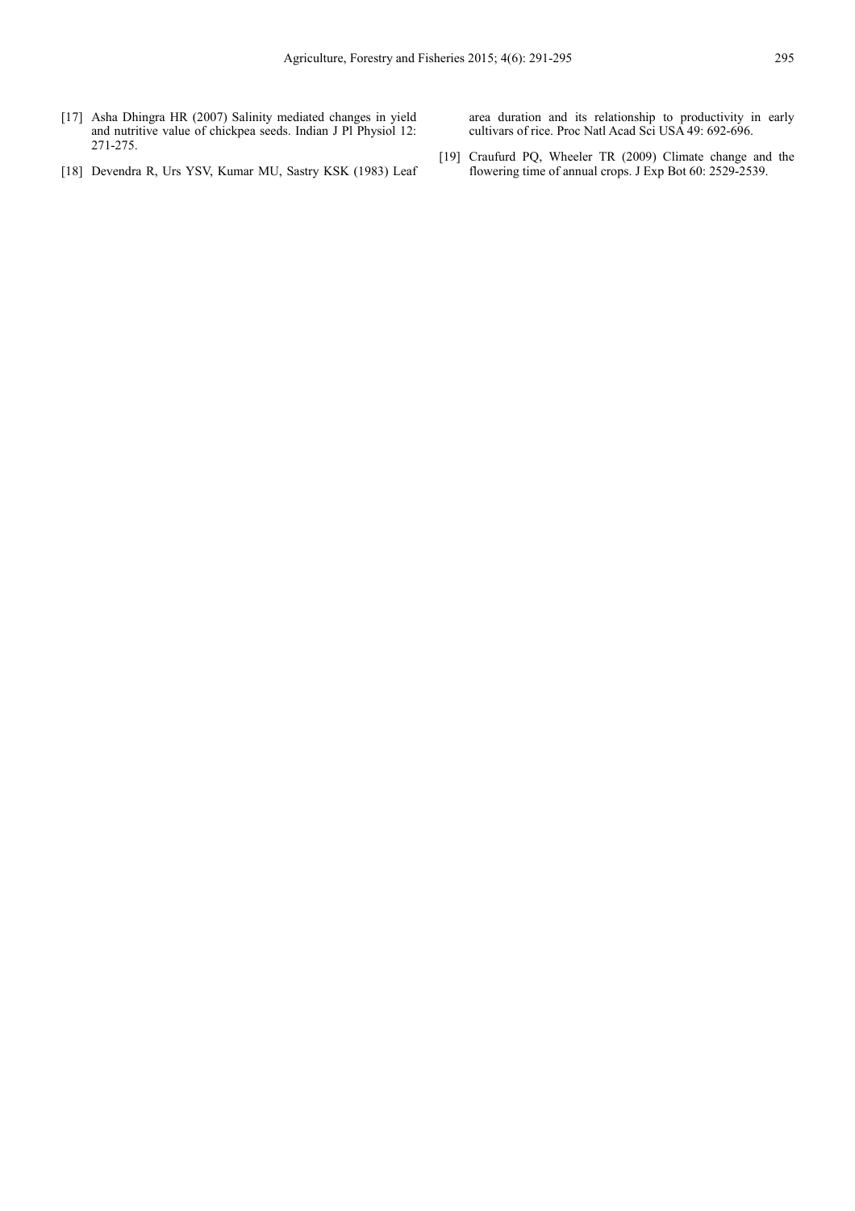[17] Asha Dhingra HR (2007) Salinity mediated changes in yield and nutritive value of chickpea seeds. Indian J Pl Physiol 12: 271-275.

[18] Devendra R, Urs YSV, Kumar MU, Sastry KSK (1983) Leaf area duration and its relationship to productivity in early cultivars of rice. Proc Natl Acad Sci USA 49: 692-696.

[19] Craufurd PQ, Wheeler TR (2009) Climate change and the flowering time of annual crops. J Exp Bot 60: 2529-2539.